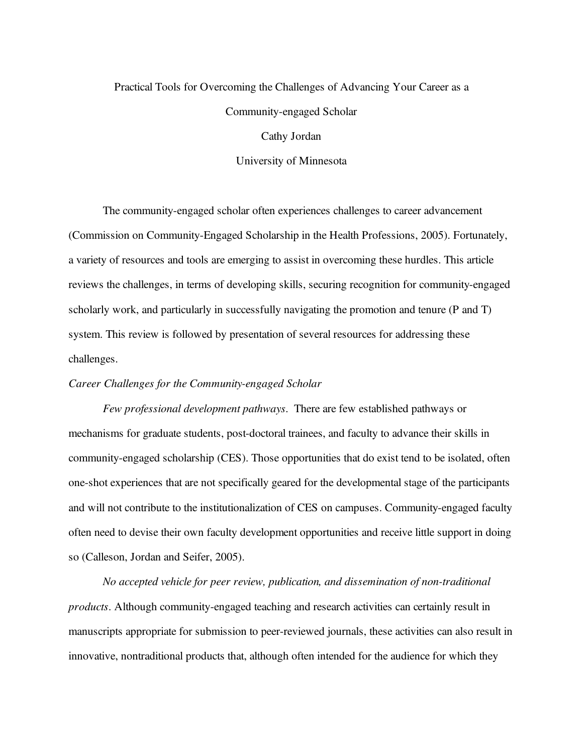# Practical Tools for Overcoming the Challenges of Advancing Your Career as a Community-engaged Scholar

Cathy Jordan

University of Minnesota

The community-engaged scholar often experiences challenges to career advancement (Commission on Community-Engaged Scholarship in the Health Professions, 2005). Fortunately, a variety of resources and tools are emerging to assist in overcoming these hurdles. This article reviews the challenges, in terms of developing skills, securing recognition for community-engaged scholarly work, and particularly in successfully navigating the promotion and tenure (P and T) system. This review is followed by presentation of several resources for addressing these challenges.

## *Career Challenges for the Community-engaged Scholar*

*Few professional development pathways*. There are few established pathways or mechanisms for graduate students, post-doctoral trainees, and faculty to advance their skills in community-engaged scholarship (CES). Those opportunities that do exist tend to be isolated, often one-shot experiences that are not specifically geared for the developmental stage of the participants and will not contribute to the institutionalization of CES on campuses. Community-engaged faculty often need to devise their own faculty development opportunities and receive little support in doing so (Calleson, Jordan and Seifer, 2005).

*No accepted vehicle for peer review, publication, and dissemination of non-traditional products*. Although community-engaged teaching and research activities can certainly result in manuscripts appropriate for submission to peer-reviewed journals, these activities can also result in innovative, nontraditional products that, although often intended for the audience for which they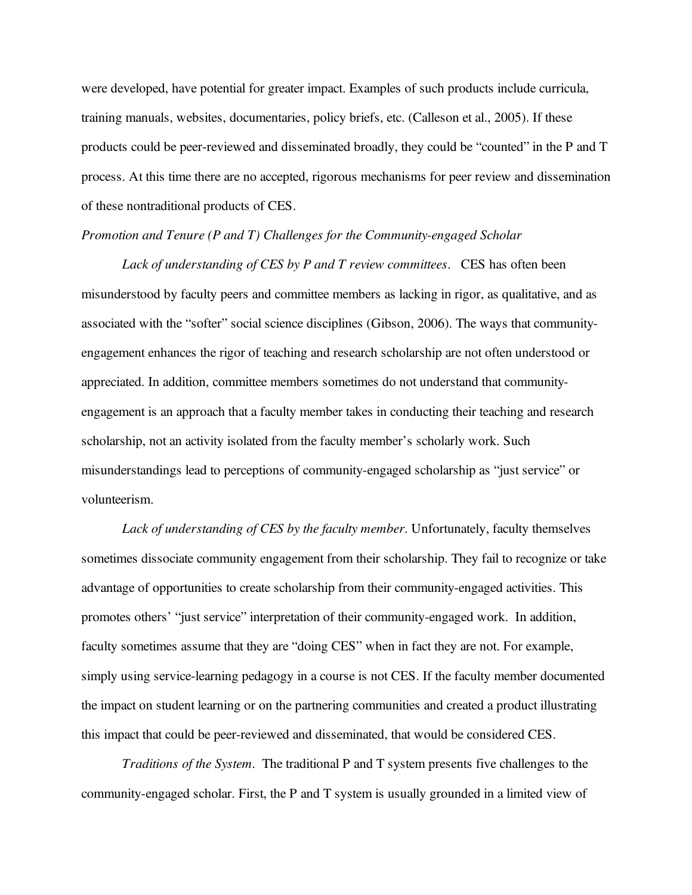were developed, have potential for greater impact. Examples of such products include curricula, training manuals, websites, documentaries, policy briefs, etc. (Calleson et al., 2005). If these products could be peer-reviewed and disseminated broadly, they could be "counted" in the P and T process. At this time there are no accepted, rigorous mechanisms for peer review and dissemination of these nontraditional products of CES.

*Promotion and Tenure (P and T) Challenges for the Community-engaged Scholar*

*Lack of understanding of CES by P and T review committees*. CES has often been misunderstood by faculty peers and committee members as lacking in rigor, as qualitative, and as associated with the "softer" social science disciplines (Gibson, 2006). The ways that community-engagement enhances the rigor of teaching and research scholarship are not often understood or appreciated. In addition, committee members sometimes do not understand that community-engagement is an approach that a faculty member takes in conducting their teaching and research scholarship, not an activity isolated from the faculty member's scholarly work. Such misunderstandings lead to perceptions of community-engaged scholarship as "just service" or volunteerism.

*Lack of understanding of CES by the faculty member*. Unfortunately, faculty themselves sometimes dissociate community engagement from their scholarship. They fail to recognize or take advantage of opportunities to create scholarship from their community-engaged activities. This promotes others' "just service" interpretation of their community-engaged work. In addition, faculty sometimes assume that they are "doing CES" when in fact they are not. For example, simply using service-learning pedagogy in a course is not CES. If the faculty member documented the impact on student learning or on the partnering communities and created a product illustrating this impact that could be peer-reviewed and disseminated, that would be considered CES.

*Traditions of the System*. The traditional P and T system presents five challenges to the community-engaged scholar. First, the P and T system is usually grounded in a limited view of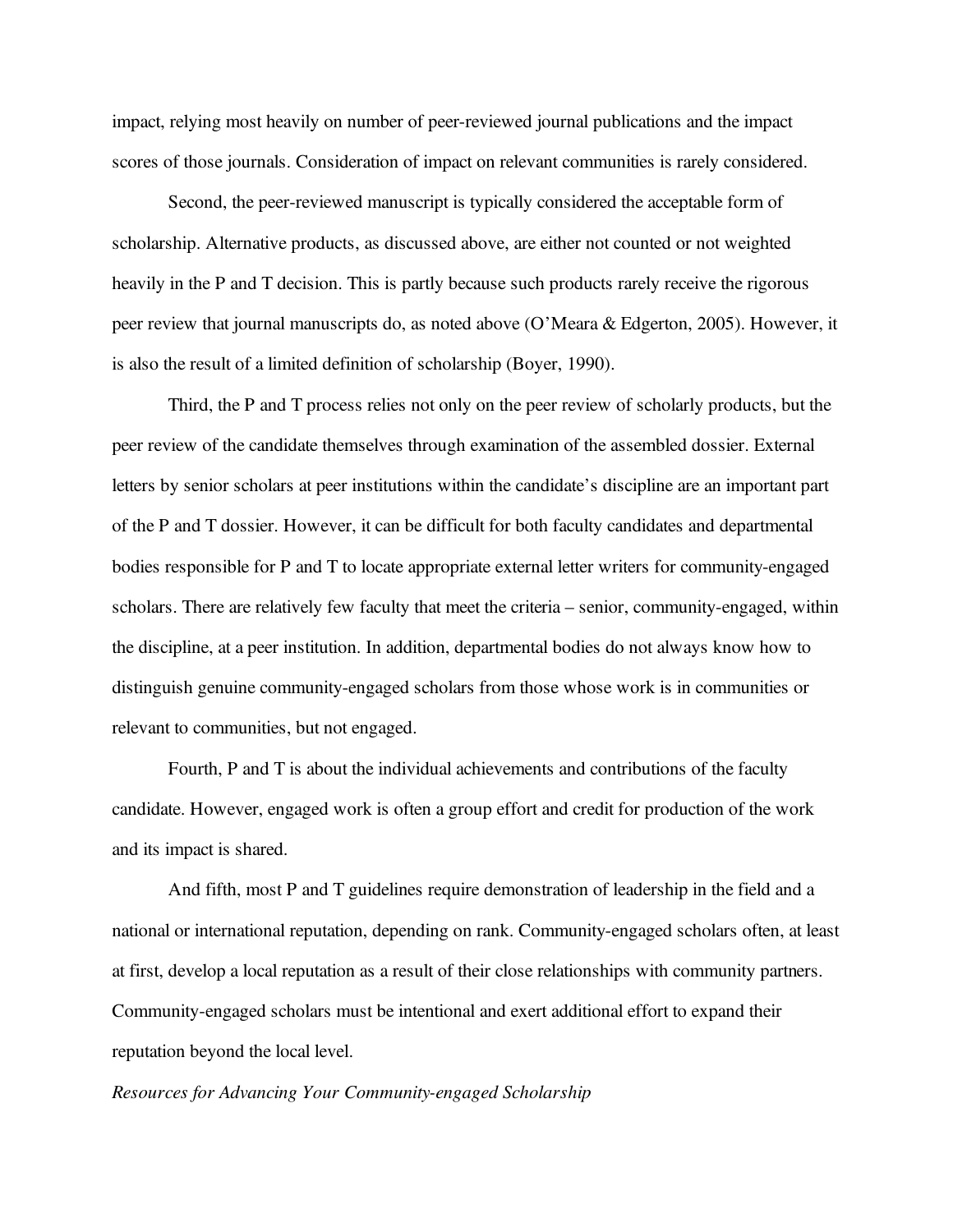impact, relying most heavily on number of peer-reviewed journal publications and the impact scores of those journals. Consideration of impact on relevant communities is rarely considered.

Second, the peer-reviewed manuscript is typically considered the acceptable form of scholarship. Alternative products, as discussed above, are either not counted or not weighted heavily in the P and T decision. This is partly because such products rarely receive the rigorous peer review that journal manuscripts do, as noted above (O'Meara & Edgerton, 2005). However, it is also the result of a limited definition of scholarship (Boyer, 1990).

Third, the P and T process relies not only on the peer review of scholarly products, but the peer review of the candidate themselves through examination of the assembled dossier. External letters by senior scholars at peer institutions within the candidate's discipline are an important part of the P and T dossier. However, it can be difficult for both faculty candidates and departmental bodies responsible for P and T to locate appropriate external letter writers for community-engaged scholars. There are relatively few faculty that meet the criteria – senior, community-engaged, within the discipline, at a peer institution. In addition, departmental bodies do not always know how to distinguish genuine community-engaged scholars from those whose work is in communities or relevant to communities, but not engaged.

Fourth, P and T is about the individual achievements and contributions of the faculty candidate. However, engaged work is often a group effort and credit for production of the work and its impact is shared.

And fifth, most P and T guidelines require demonstration of leadership in the field and a national or international reputation, depending on rank. Community-engaged scholars often, at least at first, develop a local reputation as a result of their close relationships with community partners. Community-engaged scholars must be intentional and exert additional effort to expand their reputation beyond the local level.

*Resources for Advancing Your Community-engaged Scholarship*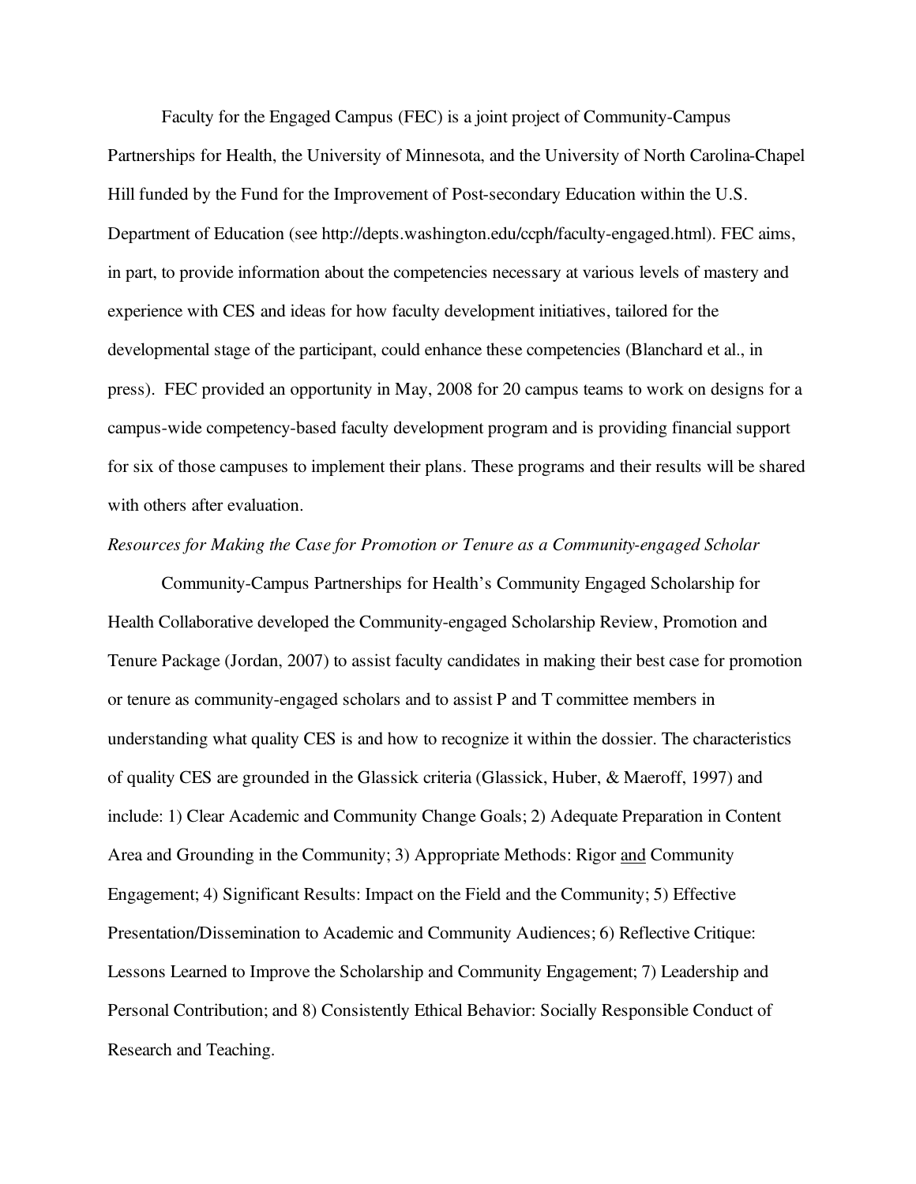Faculty for the Engaged Campus (FEC) is a joint project of Community-Campus Partnerships for Health, the University of Minnesota, and the University of North Carolina-Chapel Hill funded by the Fund for the Improvement of Post-secondary Education within the U.S. Department of Education (see http://depts.washington.edu/ccph/faculty-engaged.html). FEC aims, in part, to provide information about the competencies necessary at various levels of mastery and experience with CES and ideas for how faculty development initiatives, tailored for the developmental stage of the participant, could enhance these competencies (Blanchard et al., in press). FEC provided an opportunity in May, 2008 for 20 campus teams to work on designs for a campus-wide competency-based faculty development program and is providing financial support for six of those campuses to implement their plans. These programs and their results will be shared with others after evaluation.

*Resources for Making the Case for Promotion or Tenure as a Community-engaged Scholar*

Community-Campus Partnerships for Health's Community Engaged Scholarship for Health Collaborative developed the Community-engaged Scholarship Review, Promotion and Tenure Package (Jordan, 2007) to assist faculty candidates in making their best case for promotion or tenure as community-engaged scholars and to assist P and T committee members in understanding what quality CES is and how to recognize it within the dossier. The characteristics of quality CES are grounded in the Glassick criteria (Glassick, Huber, & Maeroff, 1997) and include: 1) Clear Academic and Community Change Goals; 2) Adequate Preparation in Content Area and Grounding in the Community; 3) Appropriate Methods: Rigor <u>and</u> Community Engagement; 4) Significant Results: Impact on the Field and the Community; 5) Effective Presentation/Dissemination to Academic and Community Audiences; 6) Reflective Critique: Lessons Learned to Improve the Scholarship and Community Engagement; 7) Leadership and Personal Contribution; and 8) Consistently Ethical Behavior: Socially Responsible Conduct of Research and Teaching.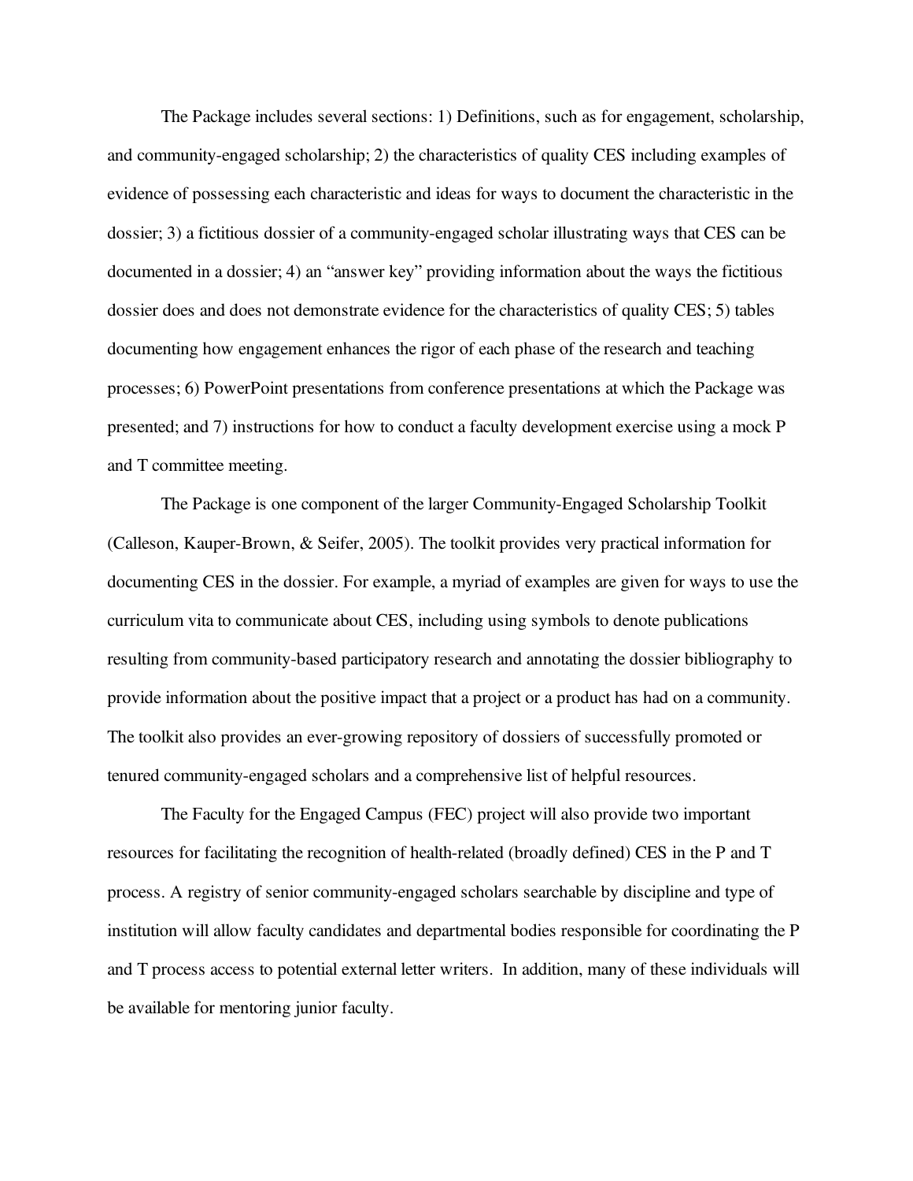The Package includes several sections: 1) Definitions, such as for engagement, scholarship, and community-engaged scholarship; 2) the characteristics of quality CES including examples of evidence of possessing each characteristic and ideas for ways to document the characteristic in the dossier; 3) a fictitious dossier of a community-engaged scholar illustrating ways that CES can be documented in a dossier; 4) an "answer key" providing information about the ways the fictitious dossier does and does not demonstrate evidence for the characteristics of quality CES; 5) tables documenting how engagement enhances the rigor of each phase of the research and teaching processes; 6) PowerPoint presentations from conference presentations at which the Package was presented; and 7) instructions for how to conduct a faculty development exercise using a mock P and T committee meeting.

The Package is one component of the larger Community-Engaged Scholarship Toolkit (Calleson, Kauper-Brown, & Seifer, 2005). The toolkit provides very practical information for documenting CES in the dossier. For example, a myriad of examples are given for ways to use the curriculum vita to communicate about CES, including using symbols to denote publications resulting from community-based participatory research and annotating the dossier bibliography to provide information about the positive impact that a project or a product has had on a community. The toolkit also provides an ever-growing repository of dossiers of successfully promoted or tenured community-engaged scholars and a comprehensive list of helpful resources.

The Faculty for the Engaged Campus (FEC) project will also provide two important resources for facilitating the recognition of health-related (broadly defined) CES in the P and T process. A registry of senior community-engaged scholars searchable by discipline and type of institution will allow faculty candidates and departmental bodies responsible for coordinating the P and T process access to potential external letter writers. In addition, many of these individuals will be available for mentoring junior faculty.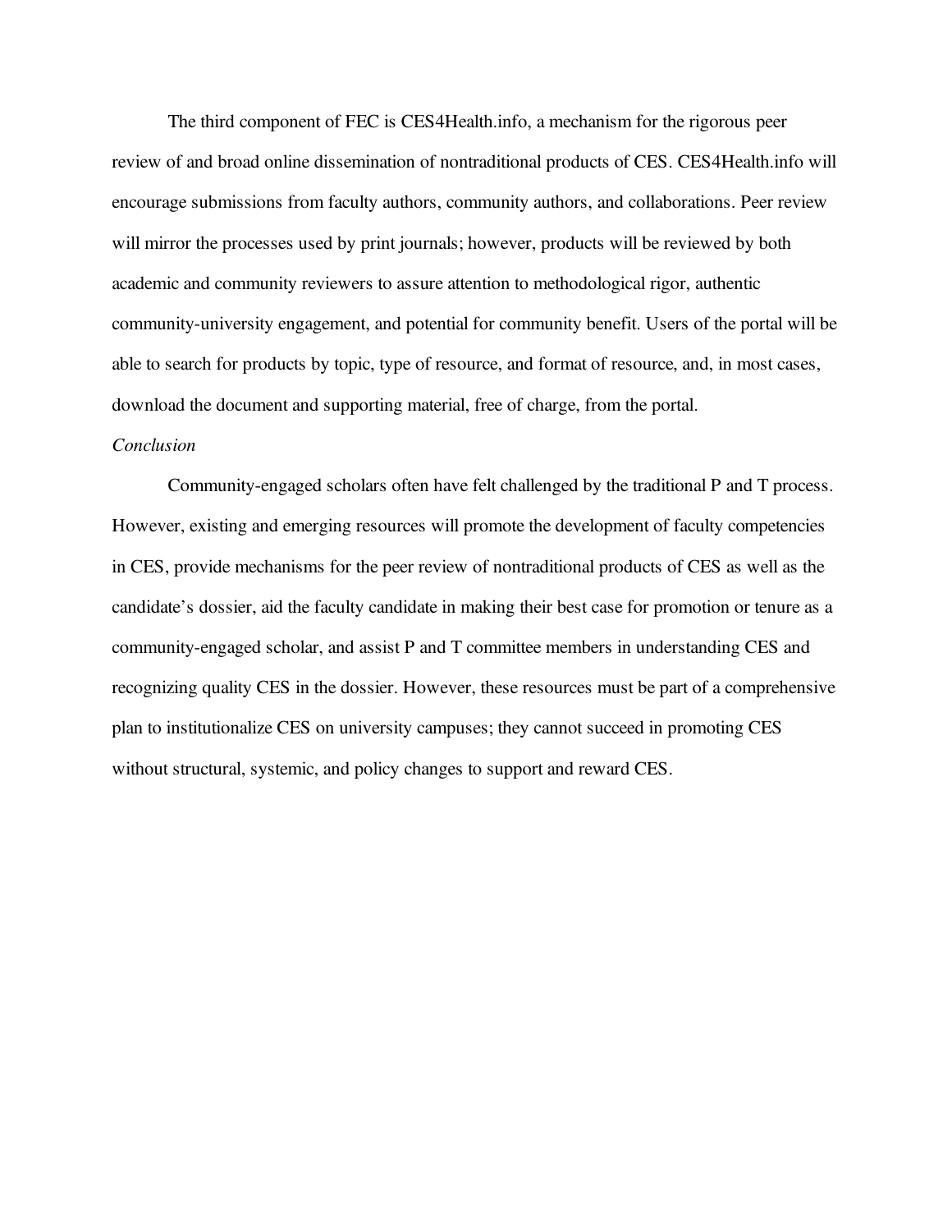The third component of FEC is CES4Health.info, a mechanism for the rigorous peer review of and broad online dissemination of nontraditional products of CES. CES4Health.info will encourage submissions from faculty authors, community authors, and collaborations. Peer review will mirror the processes used by print journals; however, products will be reviewed by both academic and community reviewers to assure attention to methodological rigor, authentic community-university engagement, and potential for community benefit. Users of the portal will be able to search for products by topic, type of resource, and format of resource, and, in most cases, download the document and supporting material, free of charge, from the portal.

*Conclusion*

Community-engaged scholars often have felt challenged by the traditional P and T process. However, existing and emerging resources will promote the development of faculty competencies in CES, provide mechanisms for the peer review of nontraditional products of CES as well as the candidate's dossier, aid the faculty candidate in making their best case for promotion or tenure as a community-engaged scholar, and assist P and T committee members in understanding CES and recognizing quality CES in the dossier. However, these resources must be part of a comprehensive plan to institutionalize CES on university campuses; they cannot succeed in promoting CES without structural, systemic, and policy changes to support and reward CES.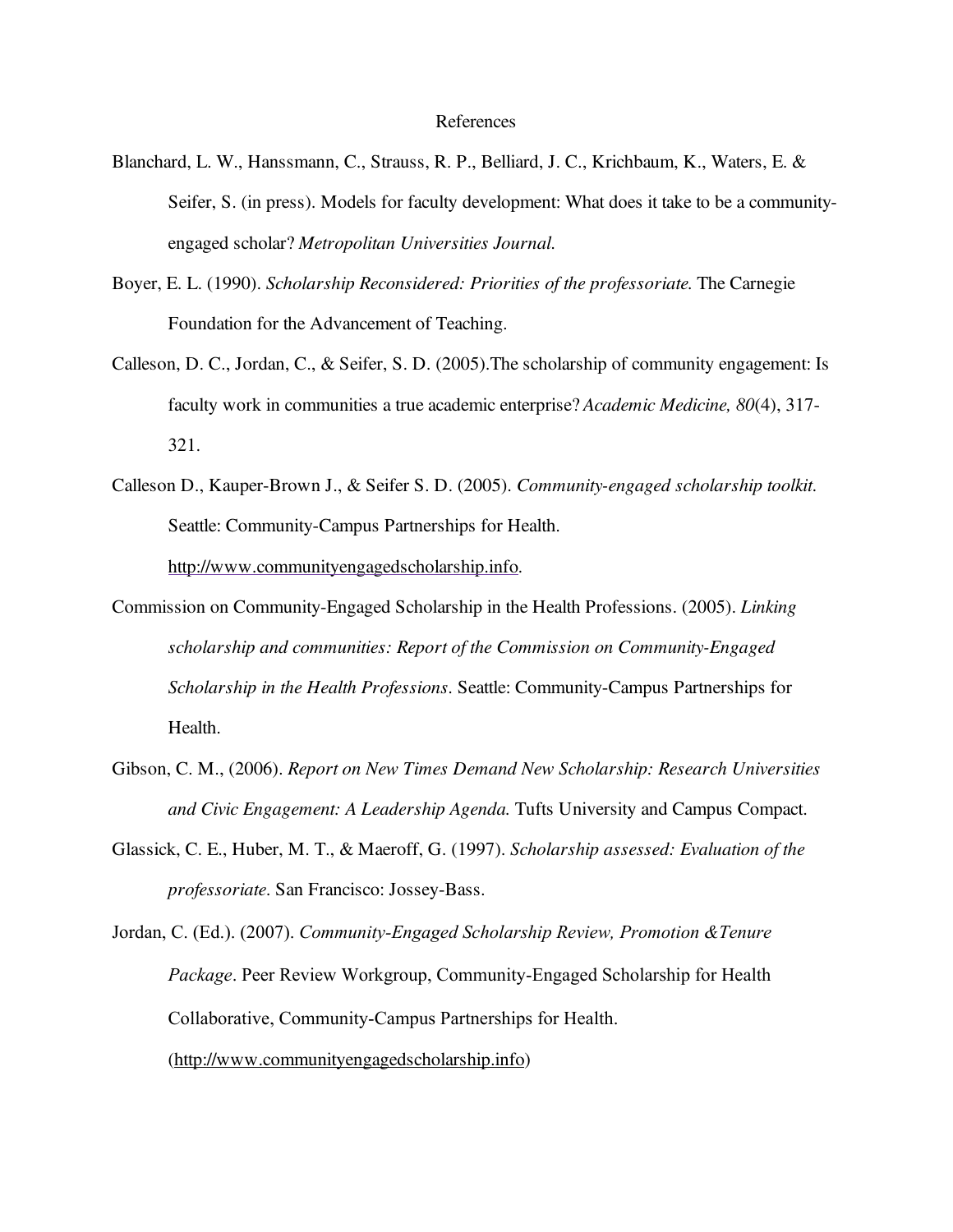# References

Blanchard, L. W., Hanssmann, C., Strauss, R. P., Belliard, J. C., Krichbaum, K., Waters, E. & Seifer, S. (in press). Models for faculty development: What does it take to be a community-engaged scholar? *Metropolitan Universities Journal.*

Boyer, E. L. (1990). *Scholarship Reconsidered: Priorities of the professoriate.* The Carnegie Foundation for the Advancement of Teaching.

Calleson, D. C., Jordan, C., & Seifer, S. D. (2005).The scholarship of community engagement: Is faculty work in communities a true academic enterprise? *Academic Medicine, 80*(4), 317-321.

Calleson D., Kauper-Brown J., & Seifer S. D. (2005). *Community-engaged scholarship toolkit.* Seattle: Community-Campus Partnerships for Health. http://www.communityengagedscholarship.info.

Commission on Community-Engaged Scholarship in the Health Professions. (2005). *Linking scholarship and communities: Report of the Commission on Community-Engaged Scholarship in the Health Professions*. Seattle: Community-Campus Partnerships for Health.

Gibson, C. M., (2006). *Report on New Times Demand New Scholarship: Research Universities and Civic Engagement: A Leadership Agenda.* Tufts University and Campus Compact.

Glassick, C. E., Huber, M. T., & Maeroff, G. (1997). *Scholarship assessed: Evaluation of the professoriate.* San Francisco: Jossey-Bass.

Jordan, C. (Ed.). (2007). *Community-Engaged Scholarship Review, Promotion &Tenure Package*. Peer Review Workgroup, Community-Engaged Scholarship for Health Collaborative, Community-Campus Partnerships for Health. (http://www.communityengagedscholarship.info)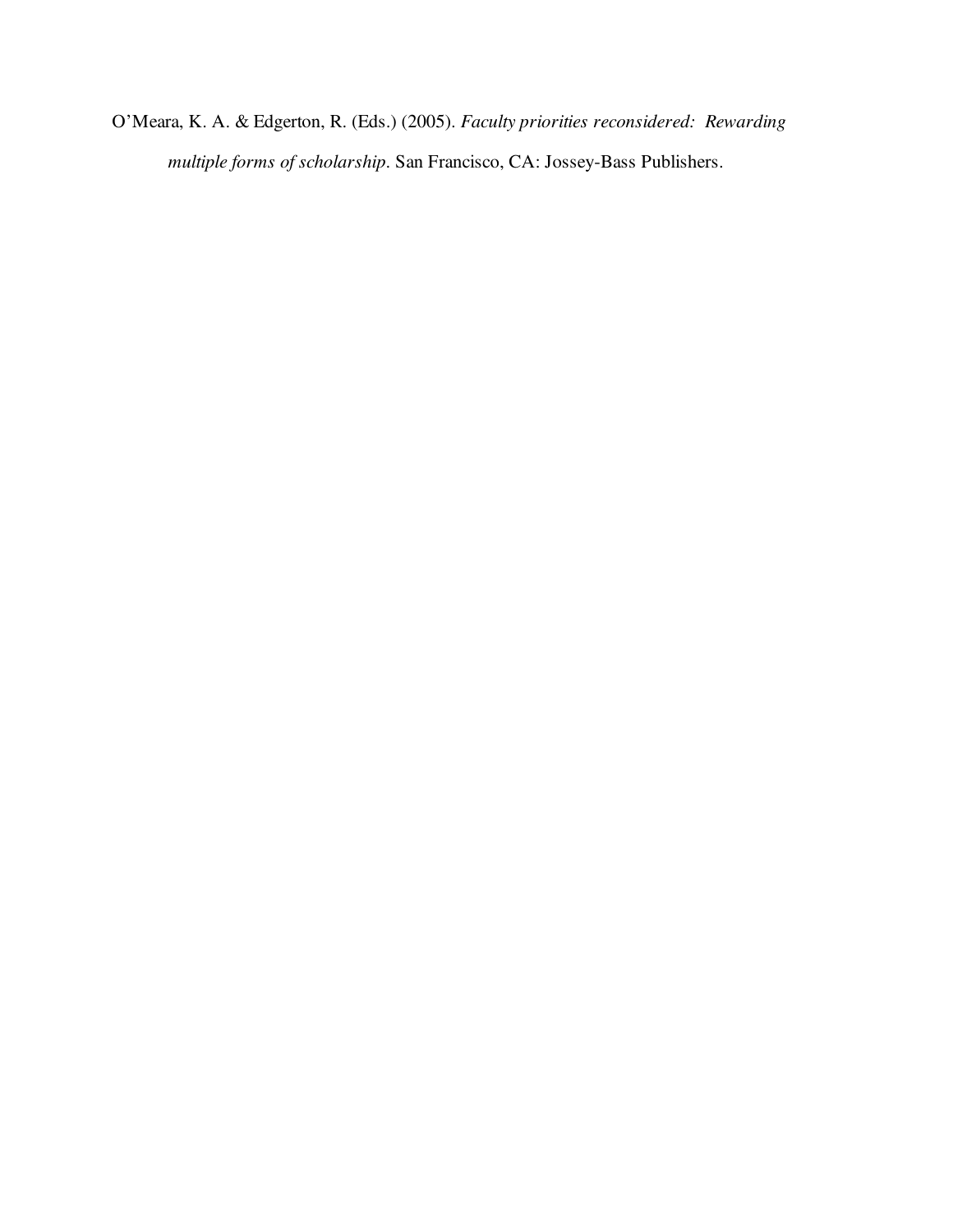O'Meara, K. A. & Edgerton, R. (Eds.) (2005). *Faculty priorities reconsidered: Rewarding multiple forms of scholarship*. San Francisco, CA: Jossey-Bass Publishers.